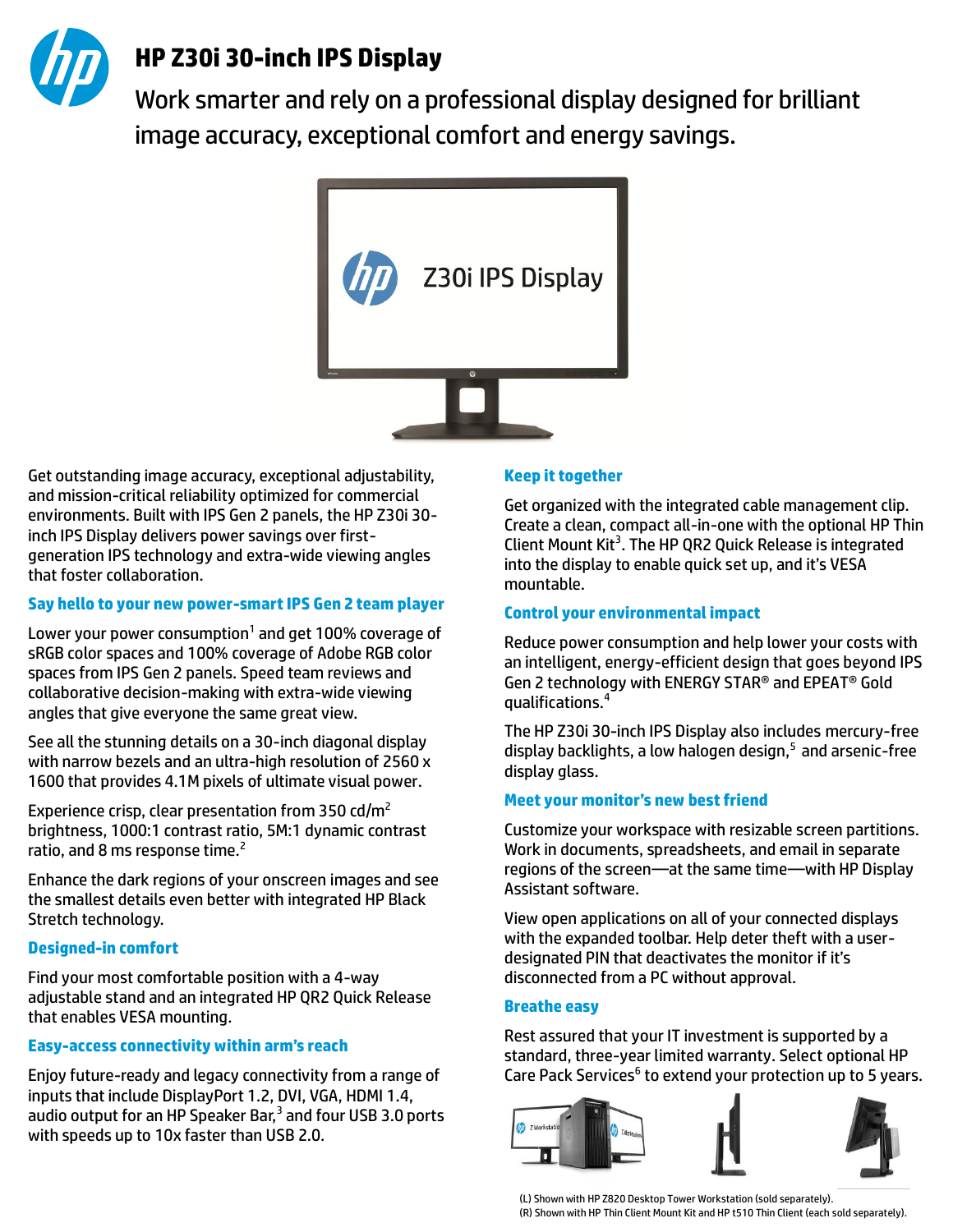# HP Z30i 30-inch IPS Display

Work smarter and rely on a professional display designed for brilliant image accuracy, exceptional comfort and energy savings.

Get outstanding image accuracy, exceptional adjustability, and mission-critical reliability optimized for commercial environments. Built with IPS Gen 2 panels, the HP Z30i 30-inch IPS Display delivers power savings over first-generation IPS technology and extra-wide viewing angles that foster collaboration.

## Say hello to your new power-smart IPS Gen 2 team player

Lower your power consumption[1] and get 100% coverage of sRGB color spaces and 100% coverage of Adobe RGB color spaces from IPS Gen 2 panels. Speed team reviews and collaborative decision-making with extra-wide viewing angles that give everyone the same great view.

See all the stunning details on a 30-inch diagonal display with narrow bezels and an ultra-high resolution of 2560 x 1600 that provides 4.1M pixels of ultimate visual power.

Experience crisp, clear presentation from 350 cd/m$^2$ brightness, 1000:1 contrast ratio, 5M:1 dynamic contrast ratio, and 8 ms response time.[2]

Enhance the dark regions of your onscreen images and see the smallest details even better with integrated HP Black Stretch technology.

## Designed-in comfort

Find your most comfortable position with a 4-way adjustable stand and an integrated HP QR2 Quick Release that enables VESA mounting.

## Easy-access connectivity within arm's reach

Enjoy future-ready and legacy connectivity from a range of inputs that include DisplayPort 1.2, DVI, VGA, HDMI 1.4, audio output for an HP Speaker Bar,[3] and four USB 3.0 ports with speeds up to 10x faster than USB 2.0.

## Keep it together

Get organized with the integrated cable management clip. Create a clean, compact all-in-one with the optional HP Thin Client Mount Kit[3]. The HP QR2 Quick Release is integrated into the display to enable quick set up, and it's VESA mountable.

## Control your environmental impact

Reduce power consumption and help lower your costs with an intelligent, energy-efficient design that goes beyond IPS Gen 2 technology with ENERGY STAR® and EPEAT® Gold qualifications.[4]

The HP Z30i 30-inch IPS Display also includes mercury-free display backlights, a low halogen design,[5] and arsenic-free display glass.

## Meet your monitor's new best friend

Customize your workspace with resizable screen partitions. Work in documents, spreadsheets, and email in separate regions of the screen—at the same time—with HP Display Assistant software.

View open applications on all of your connected displays with the expanded toolbar. Help deter theft with a user-designated PIN that deactivates the monitor if it's disconnected from a PC without approval.

## Breathe easy

Rest assured that your IT investment is supported by a standard, three-year limited warranty. Select optional HP Care Pack Services[6] to extend your protection up to 5 years.

(L) Shown with HP Z820 Desktop Tower Workstation (sold separately).
(R) Shown with HP Thin Client Mount Kit and HP t510 Thin Client (each sold separately).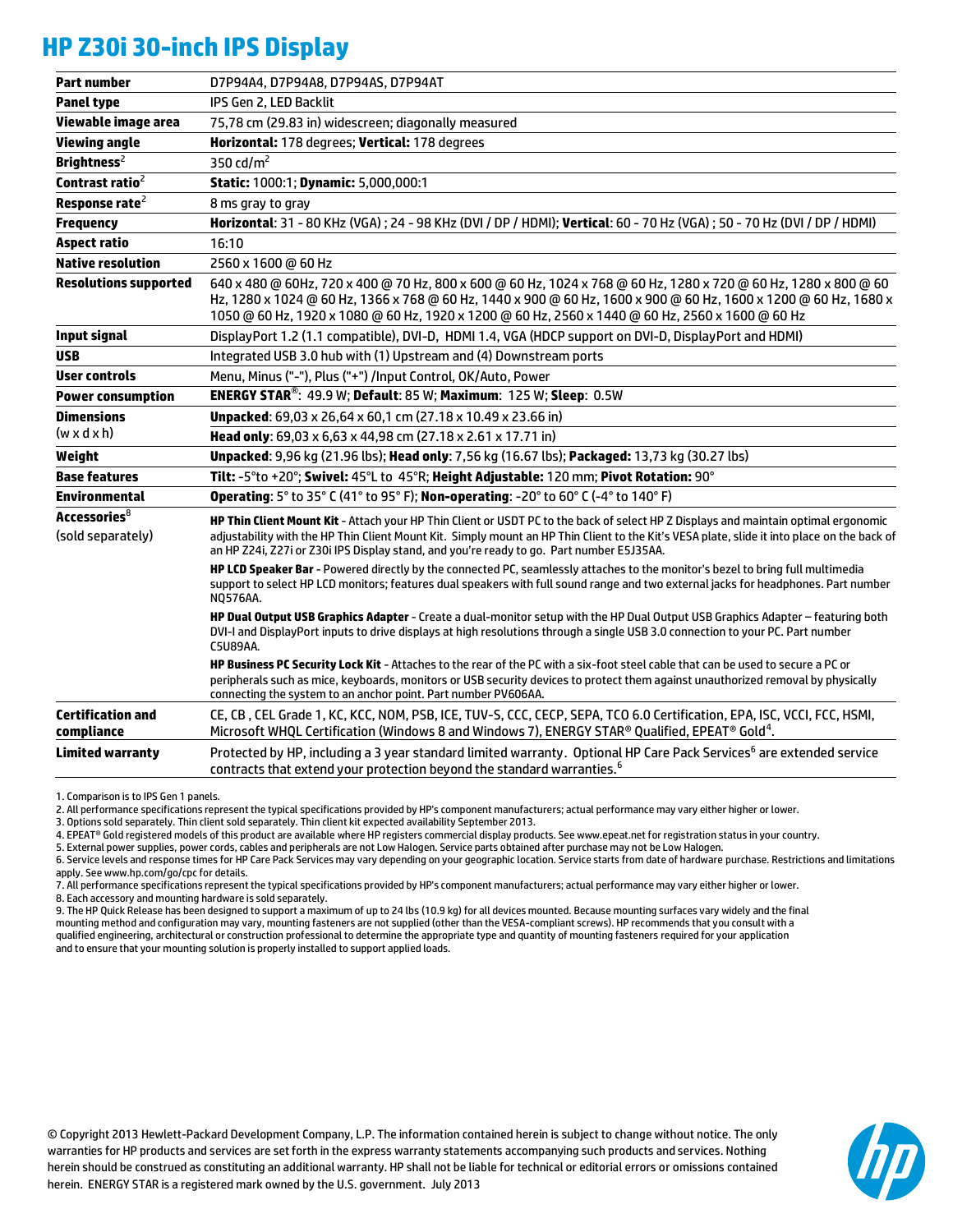# HP Z30i 30-inch IPS Display

| | |
|---|---|
| **Part number** | D7P94A4, D7P94A8, D7P94AS, D7P94AT |
| **Panel type** | IPS Gen 2, LED Backlit |
| **Viewable image area** | 75,78 cm (29.83 in) widescreen; diagonally measured |
| **Viewing angle** | **Horizontal:** 178 degrees; **Vertical:** 178 degrees |
| **Brightness**[2] | 350 cd/m² |
| **Contrast ratio**[2] | **Static:** 1000:1; **Dynamic:** 5,000,000:1 |
| **Response rate**[2] | 8 ms gray to gray |
| **Frequency** | **Horizontal**: 31 - 80 KHz (VGA) ; 24 - 98 KHz (DVI / DP / HDMI); **Vertical**: 60 - 70 Hz (VGA) ; 50 - 70 Hz (DVI / DP / HDMI) |
| **Aspect ratio** | 16:10 |
| **Native resolution** | 2560 x 1600 @ 60 Hz |
| **Resolutions supported** | 640 x 480 @ 60Hz, 720 x 400 @ 70 Hz, 800 x 600 @ 60 Hz, 1024 x 768 @ 60 Hz, 1280 x 720 @ 60 Hz, 1280 x 800 @ 60 Hz, 1280 x 1024 @ 60 Hz, 1366 x 768 @ 60 Hz, 1440 x 900 @ 60 Hz, 1600 x 900 @ 60 Hz, 1600 x 1200 @ 60 Hz, 1680 x 1050 @ 60 Hz, 1920 x 1080 @ 60 Hz, 1920 x 1200 @ 60 Hz, 2560 x 1440 @ 60 Hz, 2560 x 1600 @ 60 Hz |
| **Input signal** | DisplayPort 1.2 (1.1 compatible), DVI-D, HDMI 1.4, VGA (HDCP support on DVI-D, DisplayPort and HDMI) |
| **USB** | Integrated USB 3.0 hub with (1) Upstream and (4) Downstream ports |
| **User controls** | Menu, Minus ("-"), Plus ("+") /Input Control, OK/Auto, Power |
| **Power consumption** | **ENERGY STAR**®: 49.9 W; **Default**: 85 W; **Maximum**: 125 W; **Sleep**: 0.5W |
| **Dimensions** (w x d x h) | **Unpacked**: 69,03 x 26,64 x 60,1 cm (27.18 x 10.49 x 23.66 in)<br>**Head only**: 69,03 x 6,63 x 44,98 cm (27.18 x 2.61 x 17.71 in) |
| **Weight** | **Unpacked**: 9,96 kg (21.96 lbs); **Head only**: 7,56 kg (16.67 lbs); **Packaged:** 13,73 kg (30.27 lbs) |
| **Base features** | **Tilt:** -5°to +20°; **Swivel:** 45°L to 45°R; **Height Adjustable:** 120 mm; **Pivot Rotation:** 90° |
| **Environmental** | **Operating**: 5° to 35° C (41° to 95° F); **Non-operating**: -20° to 60° C (-4° to 140° F) |
| **Accessories**[8] (sold separately) | **HP Thin Client Mount Kit** - Attach your HP Thin Client or USDT PC to the back of select HP Z Displays and maintain optimal ergonomic adjustability with the HP Thin Client Mount Kit. Simply mount an HP Thin Client to the Kit's VESA plate, slide it into place on the back of an HP Z24i, Z27i or Z30i IPS Display stand, and you're ready to go. Part number E5J35AA.<br>**HP LCD Speaker Bar** - Powered directly by the connected PC, seamlessly attaches to the monitor's bezel to bring full multimedia support to select HP LCD monitors; features dual speakers with full sound range and two external jacks for headphones. Part number NQ576AA.<br>**HP Dual Output USB Graphics Adapter** - Create a dual-monitor setup with the HP Dual Output USB Graphics Adapter – featuring both DVI-I and DisplayPort inputs to drive displays at high resolutions through a single USB 3.0 connection to your PC. Part number C5U89AA.<br>**HP Business PC Security Lock Kit** - Attaches to the rear of the PC with a six-foot steel cable that can be used to secure a PC or peripherals such as mice, keyboards, monitors or USB security devices to protect them against unauthorized removal by physically connecting the system to an anchor point. Part number PV606AA. |
| **Certification and compliance** | CE, CB , CEL Grade 1, KC, KCC, NOM, PSB, ICE, TUV-S, CCC, CECP, SEPA, TCO 6.0 Certification, EPA, ISC, VCCI, FCC, HSMI, Microsoft WHQL Certification (Windows 8 and Windows 7), ENERGY STAR® Qualified, EPEAT® Gold[4]. |
| **Limited warranty** | Protected by HP, including a 3 year standard limited warranty. Optional HP Care Pack Services[6] are extended service contracts that extend your protection beyond the standard warranties.[6] |

1. Comparison is to IPS Gen 1 panels.
2. All performance specifications represent the typical specifications provided by HP's component manufacturers; actual performance may vary either higher or lower.
3. Options sold separately. Thin client sold separately. Thin client kit expected availability September 2013.
4. EPEAT® Gold registered models of this product are available where HP registers commercial display products. See www.epeat.net for registration status in your country.
5. External power supplies, power cords, cables and peripherals are not Low Halogen. Service parts obtained after purchase may not be Low Halogen.
6. Service levels and response times for HP Care Pack Services may vary depending on your geographic location. Service starts from date of hardware purchase. Restrictions and limitations apply. See www.hp.com/go/cpc for details.
7. All performance specifications represent the typical specifications provided by HP's component manufacturers; actual performance may vary either higher or lower.
8. Each accessory and mounting hardware is sold separately.
9. The HP Quick Release has been designed to support a maximum of up to 24 lbs (10.9 kg) for all devices mounted. Because mounting surfaces vary widely and the final mounting method and configuration may vary, mounting fasteners are not supplied (other than the VESA-compliant screws). HP recommends that you consult with a qualified engineering, architectural or construction professional to determine the appropriate type and quantity of mounting fasteners required for your application and to ensure that your mounting solution is properly installed to support applied loads.

© Copyright 2013 Hewlett-Packard Development Company, L.P. The information contained herein is subject to change without notice. The only warranties for HP products and services are set forth in the express warranty statements accompanying such products and services. Nothing herein should be construed as constituting an additional warranty. HP shall not be liable for technical or editorial errors or omissions contained herein. ENERGY STAR is a registered mark owned by the U.S. government. July 2013